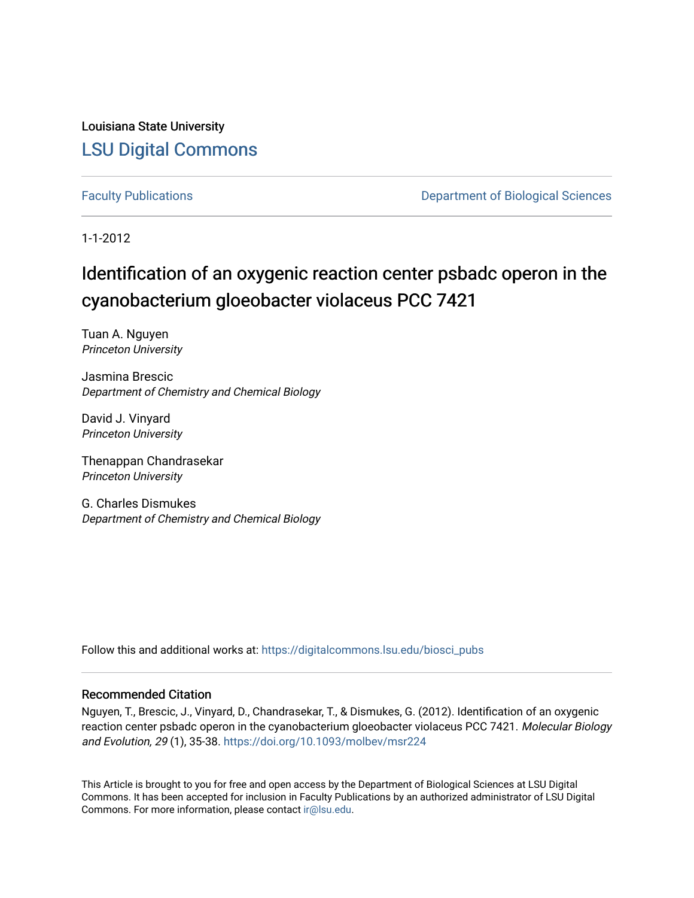Louisiana State University

# LSU Digital Commons

Faculty Publications | Department of Biological Sciences

1-1-2012

## Identification of an oxygenic reaction center psbadc operon in the cyanobacterium gloeobacter violaceus PCC 7421

Tuan A. Nguyen
*Princeton University*

Jasmina Brescic
*Department of Chemistry and Chemical Biology*

David J. Vinyard
*Princeton University*

Thenappan Chandrasekar
*Princeton University*

G. Charles Dismukes
*Department of Chemistry and Chemical Biology*

Follow this and additional works at: https://digitalcommons.lsu.edu/biosci_pubs

### Recommended Citation

Nguyen, T., Brescic, J., Vinyard, D., Chandrasekar, T., & Dismukes, G. (2012). Identification of an oxygenic reaction center psbadc operon in the cyanobacterium gloeobacter violaceus PCC 7421. *Molecular Biology and Evolution, 29* (1), 35-38. https://doi.org/10.1093/molbev/msr224

This Article is brought to you for free and open access by the Department of Biological Sciences at LSU Digital Commons. It has been accepted for inclusion in Faculty Publications by an authorized administrator of LSU Digital Commons. For more information, please contact ir@lsu.edu.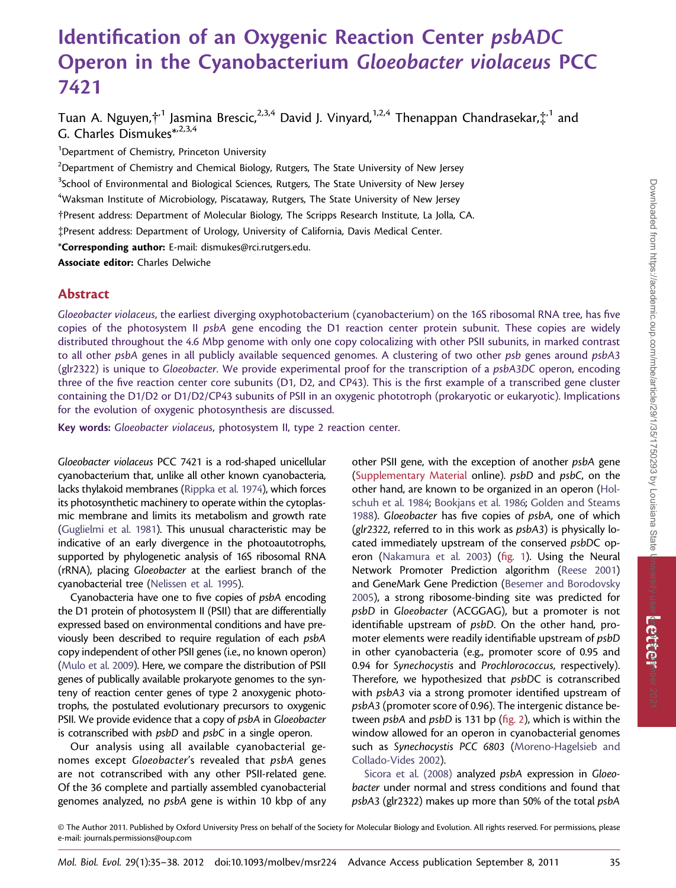# Identification of an Oxygenic Reaction Center *psbADC* Operon in the Cyanobacterium *Gloeobacter violaceus* PCC 7421

Tuan A. Nguyen,†,[1] Jasmina Brescic,[2,3,4] David J. Vinyard,[1,2,4] Thenappan Chandrasekar,‡,[1] and G. Charles Dismukes*,[2,3,4]

[1]Department of Chemistry, Princeton University

[2]Department of Chemistry and Chemical Biology, Rutgers, The State University of New Jersey

[3]School of Environmental and Biological Sciences, Rutgers, The State University of New Jersey

[4]Waksman Institute of Microbiology, Piscataway, Rutgers, The State University of New Jersey

†Present address: Department of Molecular Biology, The Scripps Research Institute, La Jolla, CA.

‡Present address: Department of Urology, University of California, Davis Medical Center.

***Corresponding author:** E-mail: dismukes@rci.rutgers.edu.

**Associate editor:** Charles Delwiche

## Abstract

*Gloeobacter violaceus*, the earliest diverging oxyphotobacterium (cyanobacterium) on the 16S ribosomal RNA tree, has five copies of the photosystem II *psbA* gene encoding the D1 reaction center protein subunit. These copies are widely distributed throughout the 4.6 Mbp genome with only one copy colocalizing with other PSII subunits, in marked contrast to all other *psbA* genes in all publicly available sequenced genomes. A clustering of two other *psb* genes around *psbA3* (glr2322) is unique to *Gloeobacter*. We provide experimental proof for the transcription of a *psbA3DC* operon, encoding three of the five reaction center core subunits (D1, D2, and CP43). This is the first example of a transcribed gene cluster containing the D1/D2 or D1/D2/CP43 subunits of PSII in an oxygenic phototroph (prokaryotic or eukaryotic). Implications for the evolution of oxygenic photosynthesis are discussed.

**Key words:** *Gloeobacter violaceus*, photosystem II, type 2 reaction center.

*Gloeobacter violaceus* PCC 7421 is a rod-shaped unicellular cyanobacterium that, unlike all other known cyanobacteria, lacks thylakoid membranes (Rippka et al. 1974), which forces its photosynthetic machinery to operate within the cytoplasmic membrane and limits its metabolism and growth rate (Guglielmi et al. 1981). This unusual characteristic may be indicative of an early divergence in the photoautotrophs, supported by phylogenetic analysis of 16S ribosomal RNA (rRNA), placing *Gloeobacter* at the earliest branch of the cyanobacterial tree (Nelissen et al. 1995).

Cyanobacteria have one to five copies of *psbA* encoding the D1 protein of photosystem II (PSII) that are differentially expressed based on environmental conditions and have previously been described to require regulation of each *psbA* copy independent of other PSII genes (i.e., no known operon) (Mulo et al. 2009). Here, we compare the distribution of PSII genes of publically available prokaryote genomes to the synteny of reaction center genes of type 2 anoxygenic phototrophs, the postulated evolutionary precursors to oxygenic PSII. We provide evidence that a copy of *psbA* in *Gloeobacter* is cotranscribed with *psbD* and *psbC* in a single operon.

Our analysis using all available cyanobacterial genomes except *Gloeobacter*'s revealed that *psbA* genes are not cotranscribed with any other PSII-related gene. Of the 36 complete and partially assembled cyanobacterial genomes analyzed, no *psbA* gene is within 10 kbp of any other PSII gene, with the exception of another *psbA* gene (Supplementary Material online). *psbD* and *psbC*, on the other hand, are known to be organized in an operon (Holschuh et al. 1984; Bookjans et al. 1986; Golden and Steams 1988). *Gloeobacter* has five copies of *psbA*, one of which (*glr2322*, referred to in this work as *psbA3*) is physically located immediately upstream of the conserved *psbDC* operon (Nakamura et al. 2003) (fig. 1). Using the Neural Network Promoter Prediction algorithm (Reese 2001) and GeneMark Gene Prediction (Besemer and Borodovsky 2005), a strong ribosome-binding site was predicted for *psbD* in *Gloeobacter* (ACGGAG), but a promoter is not identifiable upstream of *psbD*. On the other hand, promoter elements were readily identifiable upstream of *psbD* in other cyanobacteria (e.g., promoter score of 0.95 and 0.94 for *Synechocystis* and *Prochlorococcus*, respectively). Therefore, we hypothesized that *psbDC* is cotranscribed with *psbA3* via a strong promoter identified upstream of *psbA3* (promoter score of 0.96). The intergenic distance between *psbA* and *psbD* is 131 bp (fig. 2), which is within the window allowed for an operon in cyanobacterial genomes such as *Synechocystis PCC 6803* (Moreno-Hagelsieb and Collado-Vides 2002).

Sicora et al. (2008) analyzed *psbA* expression in *Gloeobacter* under normal and stress conditions and found that *psbA3* (glr2322) makes up more than 50% of the total *psbA*

© The Author 2011. Published by Oxford University Press on behalf of the Society for Molecular Biology and Evolution. All rights reserved. For permissions, please e-mail: journals.permissions@oup.com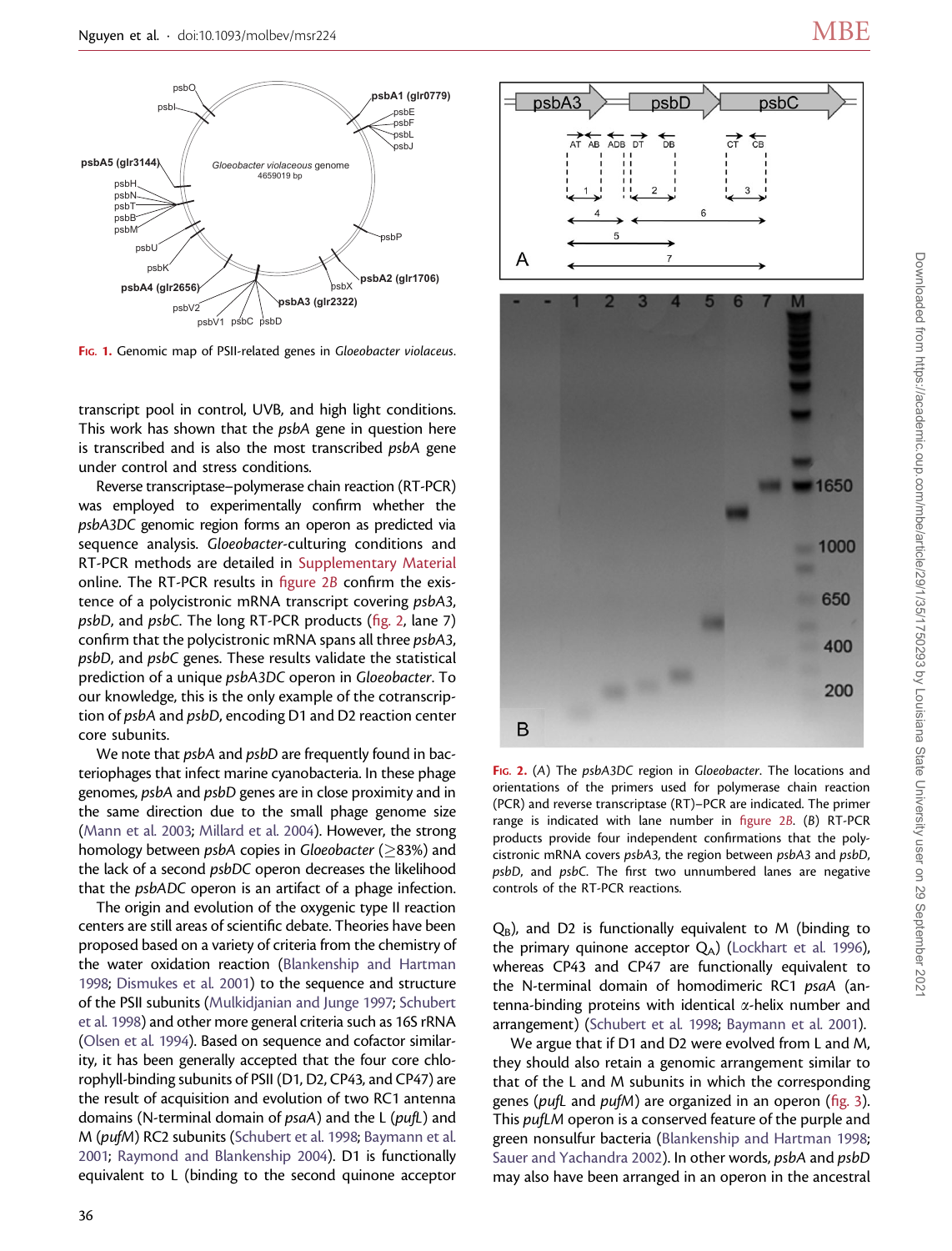FIG. 1. Genomic map of PSII-related genes in *Gloeobacter violaceus*.

FIG. 2. (*A*) The *psbA3DC* region in *Gloeobacter*. The locations and orientations of the primers used for polymerase chain reaction (PCR) and reverse transcriptase (RT)–PCR are indicated. The primer range is indicated with lane number in figure 2*B*. (*B*) RT-PCR products provide four independent confirmations that the polycistronic mRNA covers *psbA3*, the region between *psbA3* and *psbD*, *psbD*, and *psbC*. The first two unnumbered lanes are negative controls of the RT-PCR reactions.

transcript pool in control, UVB, and high light conditions. This work has shown that the *psbA* gene in question here is transcribed and is also the most transcribed *psbA* gene under control and stress conditions.

Reverse transcriptase–polymerase chain reaction (RT-PCR) was employed to experimentally confirm whether the *psbA3DC* genomic region forms an operon as predicted via sequence analysis. *Gloeobacter*-culturing conditions and RT-PCR methods are detailed in Supplementary Material online. The RT-PCR results in figure 2*B* confirm the existence of a polycistronic mRNA transcript covering *psbA3*, *psbD*, and *psbC*. The long RT-PCR products (fig. 2, lane 7) confirm that the polycistronic mRNA spans all three *psbA3*, *psbD*, and *psbC* genes. These results validate the statistical prediction of a unique *psbA3DC* operon in *Gloeobacter*. To our knowledge, this is the only example of the cotranscription of *psbA* and *psbD*, encoding D1 and D2 reaction center core subunits.

We note that *psbA* and *psbD* are frequently found in bacteriophages that infect marine cyanobacteria. In these phage genomes, *psbA* and *psbD* genes are in close proximity and in the same direction due to the small phage genome size (Mann et al. 2003; Millard et al. 2004). However, the strong homology between *psbA* copies in *Gloeobacter* (≥83%) and the lack of a second *psbDC* operon decreases the likelihood that the *psbADC* operon is an artifact of a phage infection.

The origin and evolution of the oxygenic type II reaction centers are still areas of scientific debate. Theories have been proposed based on a variety of criteria from the chemistry of the water oxidation reaction (Blankenship and Hartman 1998; Dismukes et al. 2001) to the sequence and structure of the PSII subunits (Mulkidjanian and Junge 1997; Schubert et al. 1998) and other more general criteria such as 16S rRNA (Olsen et al. 1994). Based on sequence and cofactor similarity, it has been generally accepted that the four core chlorophyll-binding subunits of PSII (D1, D2, CP43, and CP47) are the result of acquisition and evolution of two RC1 antenna domains (N-terminal domain of *psaA*) and the L (*pufL*) and M (*pufM*) RC2 subunits (Schubert et al. 1998; Baymann et al. 2001; Raymond and Blankenship 2004). D1 is functionally equivalent to L (binding to the second quinone acceptor $Q_B$), and D2 is functionally equivalent to M (binding to the primary quinone acceptor $Q_A$) (Lockhart et al. 1996), whereas CP43 and CP47 are functionally equivalent to the N-terminal domain of homodimeric RC1 *psaA* (antenna-binding proteins with identical α-helix number and arrangement) (Schubert et al. 1998; Baymann et al. 2001).

We argue that if D1 and D2 were evolved from L and M, they should also retain a genomic arrangement similar to that of the L and M subunits in which the corresponding genes (*pufL* and *pufM*) are organized in an operon (fig. 3). This *pufLM* operon is a conserved feature of the purple and green nonsulfur bacteria (Blankenship and Hartman 1998; Sauer and Yachandra 2002). In other words, *psbA* and *psbD* may also have been arranged in an operon in the ancestral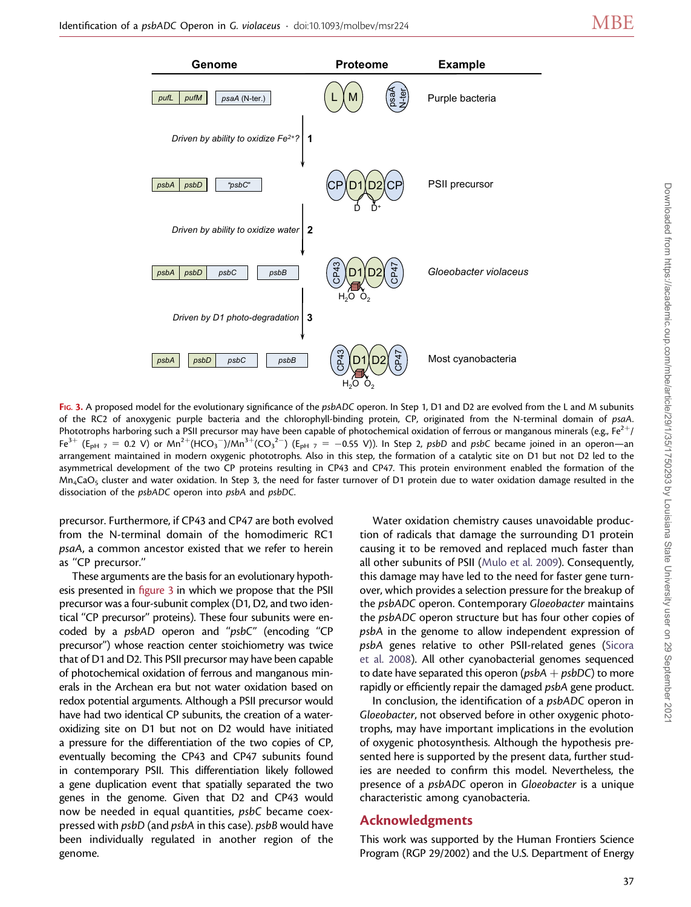Fig. 3. A proposed model for the evolutionary significance of the *psbADC* operon. In Step 1, D1 and D2 are evolved from the L and M subunits of the RC2 of anoxygenic purple bacteria and the chlorophyll-binding protein, CP, originated from the N-terminal domain of *psaA*. Phototrophs harboring such a PSII precursor may have been capable of photochemical oxidation of ferrous or manganous minerals (e.g., $Fe^{2+}$/$Fe^{3+}$ ($E_{pH\ 7}$ = 0.2 V) or $Mn^{2+}(HCO_3^{-})$/$Mn^{3+}(CO_3^{2-})$ ($E_{pH\ 7}$ = −0.55 V)). In Step 2, *psbD* and *psbC* became joined in an operon—an arrangement maintained in modern oxygenic phototrophs. Also in this step, the formation of a catalytic site on D1 but not D2 led to the asymmetrical development of the two CP proteins resulting in CP43 and CP47. This protein environment enabled the formation of the $Mn_4CaO_5$ cluster and water oxidation. In Step 3, the need for faster turnover of D1 protein due to water oxidation damage resulted in the dissociation of the *psbADC* operon into *psbA* and *psbDC*.

precursor. Furthermore, if CP43 and CP47 are both evolved from the N-terminal domain of the homodimeric RC1 *psaA*, a common ancestor existed that we refer to herein as "CP precursor."

These arguments are the basis for an evolutionary hypothesis presented in figure 3 in which we propose that the PSII precursor was a four-subunit complex (D1, D2, and two identical "CP precursor" proteins). These four subunits were encoded by a *psbAD* operon and "*psbC*" (encoding "CP precursor") whose reaction center stoichiometry was twice that of D1 and D2. This PSII precursor may have been capable of photochemical oxidation of ferrous and manganous minerals in the Archean era but not water oxidation based on redox potential arguments. Although a PSII precursor would have had two identical CP subunits, the creation of a water-oxidizing site on D1 but not on D2 would have initiated a pressure for the differentiation of the two copies of CP, eventually becoming the CP43 and CP47 subunits found in contemporary PSII. This differentiation likely followed a gene duplication event that spatially separated the two genes in the genome. Given that D2 and CP43 would now be needed in equal quantities, *psbC* became coexpressed with *psbD* (and *psbA* in this case). *psbB* would have been individually regulated in another region of the genome.

Water oxidation chemistry causes unavoidable production of radicals that damage the surrounding D1 protein causing it to be removed and replaced much faster than all other subunits of PSII (Mulo et al. 2009). Consequently, this damage may have led to the need for faster gene turnover, which provides a selection pressure for the breakup of the *psbADC* operon. Contemporary *Gloeobacter* maintains the *psbADC* operon structure but has four other copies of *psbA* in the genome to allow independent expression of *psbA* genes relative to other PSII-related genes (Sicora et al. 2008). All other cyanobacterial genomes sequenced to date have separated this operon (*psbA* + *psbDC*) to more rapidly or efficiently repair the damaged *psbA* gene product.

In conclusion, the identification of a *psbADC* operon in *Gloeobacter*, not observed before in other oxygenic phototrophs, may have important implications in the evolution of oxygenic photosynthesis. Although the hypothesis presented here is supported by the present data, further studies are needed to confirm this model. Nevertheless, the presence of a *psbADC* operon in *Gloeobacter* is a unique characteristic among cyanobacteria.

## Acknowledgments

This work was supported by the Human Frontiers Science Program (RGP 29/2002) and the U.S. Department of Energy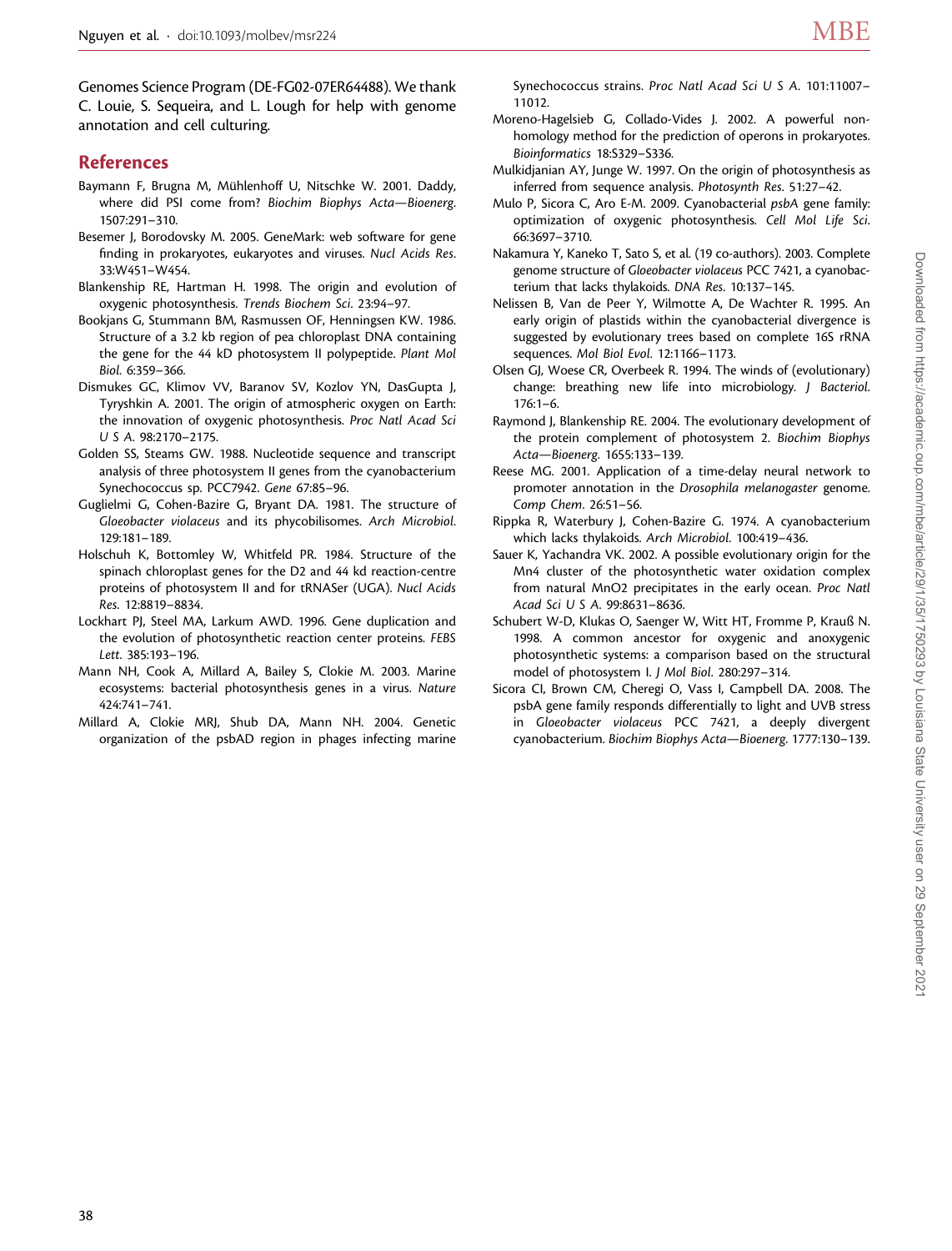Genomes Science Program (DE-FG02-07ER64488). We thank C. Louie, S. Sequeira, and L. Lough for help with genome annotation and cell culturing.

## References

Baymann F, Brugna M, Mühlenhoff U, Nitschke W. 2001. Daddy, where did PSI come from? *Biochim Biophys Acta—Bioenerg*. 1507:291–310.

Besemer J, Borodovsky M. 2005. GeneMark: web software for gene finding in prokaryotes, eukaryotes and viruses. *Nucl Acids Res*. 33:W451–W454.

Blankenship RE, Hartman H. 1998. The origin and evolution of oxygenic photosynthesis. *Trends Biochem Sci*. 23:94–97.

Bookjans G, Stummann BM, Rasmussen OF, Henningsen KW. 1986. Structure of a 3.2 kb region of pea chloroplast DNA containing the gene for the 44 kD photosystem II polypeptide. *Plant Mol Biol*. 6:359–366.

Dismukes GC, Klimov VV, Baranov SV, Kozlov YN, DasGupta J, Tyryshkin A. 2001. The origin of atmospheric oxygen on Earth: the innovation of oxygenic photosynthesis. *Proc Natl Acad Sci U S A*. 98:2170–2175.

Golden SS, Steams GW. 1988. Nucleotide sequence and transcript analysis of three photosystem II genes from the cyanobacterium Synechococcus sp. PCC7942. *Gene* 67:85–96.

Guglielmi G, Cohen-Bazire G, Bryant DA. 1981. The structure of *Gloeobacter violaceus* and its phycobilisomes. *Arch Microbiol*. 129:181–189.

Holschuh K, Bottomley W, Whitfeld PR. 1984. Structure of the spinach chloroplast genes for the D2 and 44 kd reaction-centre proteins of photosystem II and for tRNASer (UGA). *Nucl Acids Res*. 12:8819–8834.

Lockhart PJ, Steel MA, Larkum AWD. 1996. Gene duplication and the evolution of photosynthetic reaction center proteins. *FEBS Lett*. 385:193–196.

Mann NH, Cook A, Millard A, Bailey S, Clokie M. 2003. Marine ecosystems: bacterial photosynthesis genes in a virus. *Nature* 424:741–741.

Millard A, Clokie MRJ, Shub DA, Mann NH. 2004. Genetic organization of the psbAD region in phages infecting marine Synechococcus strains. *Proc Natl Acad Sci U S A*. 101:11007–11012.

Moreno-Hagelsieb G, Collado-Vides J. 2002. A powerful non-homology method for the prediction of operons in prokaryotes. *Bioinformatics* 18:S329–S336.

Mulkidjanian AY, Junge W. 1997. On the origin of photosynthesis as inferred from sequence analysis. *Photosynth Res*. 51:27–42.

Mulo P, Sicora C, Aro E-M. 2009. Cyanobacterial *psbA* gene family: optimization of oxygenic photosynthesis. *Cell Mol Life Sci*. 66:3697–3710.

Nakamura Y, Kaneko T, Sato S, et al. (19 co-authors). 2003. Complete genome structure of *Gloeobacter violaceus* PCC 7421, a cyanobacterium that lacks thylakoids. *DNA Res*. 10:137–145.

Nelissen B, Van de Peer Y, Wilmotte A, De Wachter R. 1995. An early origin of plastids within the cyanobacterial divergence is suggested by evolutionary trees based on complete 16S rRNA sequences. *Mol Biol Evol*. 12:1166–1173.

Olsen GJ, Woese CR, Overbeek R. 1994. The winds of (evolutionary) change: breathing new life into microbiology. *J Bacteriol*. 176:1–6.

Raymond J, Blankenship RE. 2004. The evolutionary development of the protein complement of photosystem 2. *Biochim Biophys Acta—Bioenerg*. 1655:133–139.

Reese MG. 2001. Application of a time-delay neural network to promoter annotation in the *Drosophila melanogaster* genome. *Comp Chem*. 26:51–56.

Rippka R, Waterbury J, Cohen-Bazire G. 1974. A cyanobacterium which lacks thylakoids. *Arch Microbiol*. 100:419–436.

Sauer K, Yachandra VK. 2002. A possible evolutionary origin for the Mn4 cluster of the photosynthetic water oxidation complex from natural MnO2 precipitates in the early ocean. *Proc Natl Acad Sci U S A*. 99:8631–8636.

Schubert W-D, Klukas O, Saenger W, Witt HT, Fromme P, Krauß N. 1998. A common ancestor for oxygenic and anoxygenic photosynthetic systems: a comparison based on the structural model of photosystem I. *J Mol Biol*. 280:297–314.

Sicora CI, Brown CM, Cheregi O, Vass I, Campbell DA. 2008. The psbA gene family responds differentially to light and UVB stress in *Gloeobacter violaceus* PCC 7421, a deeply divergent cyanobacterium. *Biochim Biophys Acta—Bioenerg*. 1777:130–139.